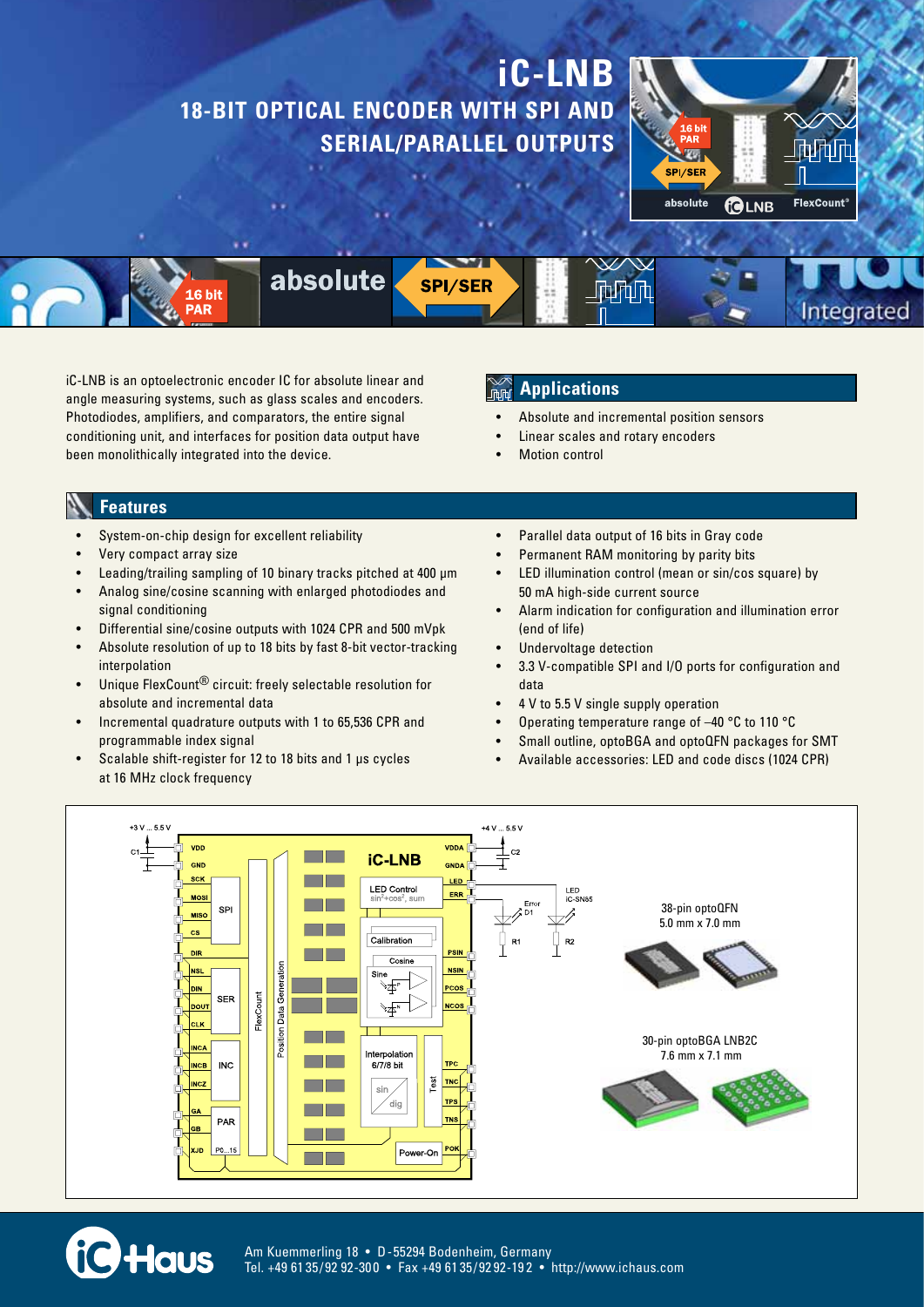# iC-LNB

## 18-BIT OPTICAL ENCODER WITH SPI AND SERIAL/PARALLEL OUTPUTS

iC-LNB is an optoelectronic encoder IC for absolute linear and angle measuring systems, such as glass scales and encoders. Photodiodes, amplifiers, and comparators, the entire signal conditioning unit, and interfaces for position data output have been monolithically integrated into the device.

## Applications

- Absolute and incremental position sensors
- Linear scales and rotary encoders
- Motion control

## Features

- System-on-chip design for excellent reliability
- Very compact array size
- Leading/trailing sampling of 10 binary tracks pitched at 400 µm
- Analog sine/cosine scanning with enlarged photodiodes and signal conditioning
- Differential sine/cosine outputs with 1024 CPR and 500 mVpk
- Absolute resolution of up to 18 bits by fast 8-bit vector-tracking interpolation
- Unique FlexCount® circuit: freely selectable resolution for absolute and incremental data
- Incremental quadrature outputs with 1 to 65,536 CPR and programmable index signal
- Scalable shift-register for 12 to 18 bits and 1 µs cycles at 16 MHz clock frequency
- Parallel data output of 16 bits in Gray code
- Permanent RAM monitoring by parity bits
- LED illumination control (mean or sin/cos square) by 50 mA high-side current source
- Alarm indication for configuration and illumination error (end of life)
- Undervoltage detection
- 3.3 V-compatible SPI and I/O ports for configuration and data
- 4 V to 5.5 V single supply operation
- Operating temperature range of –40 °C to 110 °C
- Small outline, optoBGA and optoQFN packages for SMT
- Available accessories: LED and code discs (1024 CPR)

38-pin optoQFN
5.0 mm x 7.0 mm

30-pin optoBGA LNB2C
7.6 mm x 7.1 mm

Am Kuemmerling 18 • D-55294 Bodenheim, Germany
Tel. +49 61 35/92 92-300 • Fax +49 61 35/92 92-192 • http://www.ichaus.com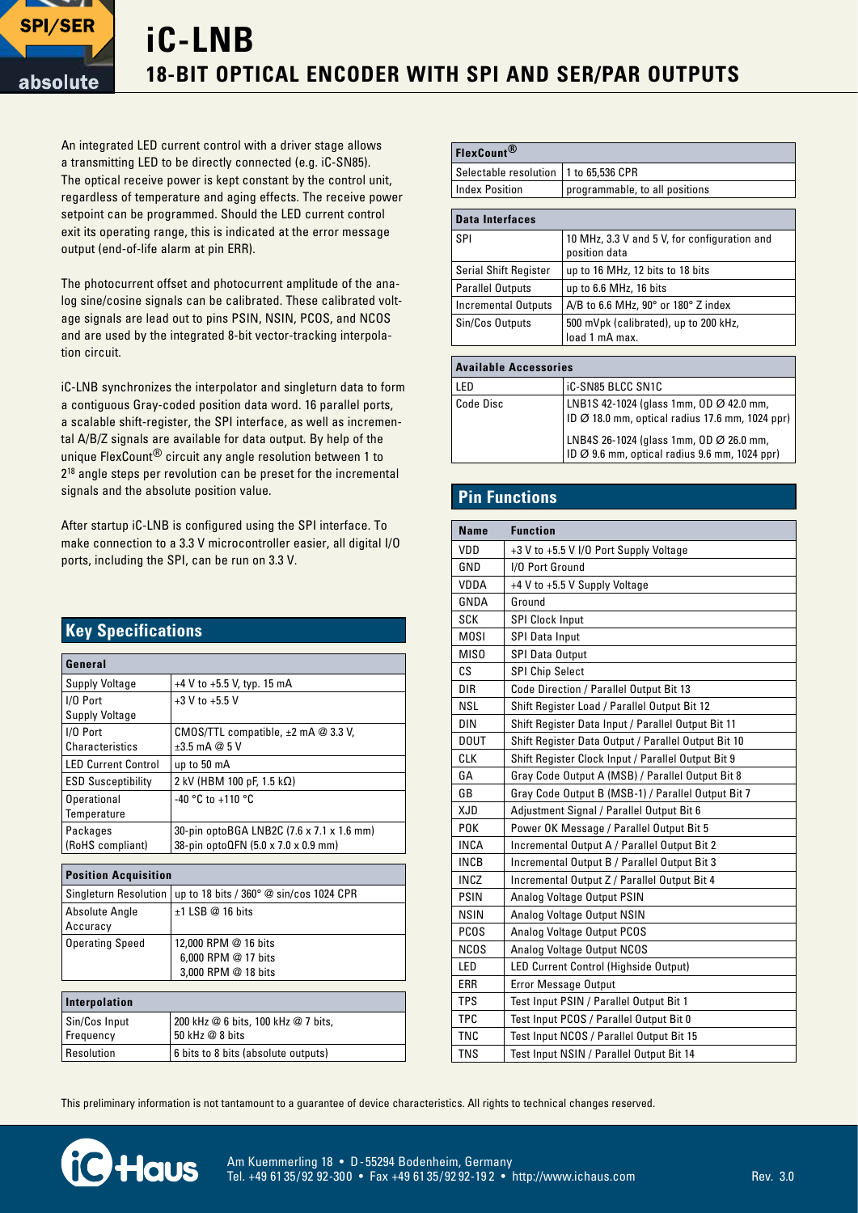# iC-LNB

## 18-BIT OPTICAL ENCODER WITH SPI AND SER/PAR OUTPUTS

An integrated LED current control with a driver stage allows a transmitting LED to be directly connected (e.g. iC-SN85). The optical receive power is kept constant by the control unit, regardless of temperature and aging effects. The receive power setpoint can be programmed. Should the LED current control exit its operating range, this is indicated at the error message output (end-of-life alarm at pin ERR).

The photocurrent offset and photocurrent amplitude of the analog sine/cosine signals can be calibrated. These calibrated voltage signals are lead out to pins PSIN, NSIN, PCOS, and NCOS and are used by the integrated 8-bit vector-tracking interpolation circuit.

iC-LNB synchronizes the interpolator and singleturn data to form a contiguous Gray-coded position data word. 16 parallel ports, a scalable shift-register, the SPI interface, as well as incremental A/B/Z signals are available for data output. By help of the unique FlexCount® circuit any angle resolution between 1 to $2^{18}$ angle steps per revolution can be preset for the incremental signals and the absolute position value.

After startup iC-LNB is configured using the SPI interface. To make connection to a 3.3 V microcontroller easier, all digital I/O ports, including the SPI, can be run on 3.3 V.

## Key Specifications

| General | |
|---|---|
| Supply Voltage | +4 V to +5.5 V, typ. 15 mA |
| I/O Port Supply Voltage | +3 V to +5.5 V |
| I/O Port Characteristics | CMOS/TTL compatible, ±2 mA @ 3.3 V, ±3.5 mA @ 5 V |
| LED Current Control | up to 50 mA |
| ESD Susceptibility | 2 kV (HBM 100 pF, 1.5 kΩ) |
| Operational Temperature | -40 °C to +110 °C |
| Packages (RoHS compliant) | 30-pin optoBGA LNB2C (7.6 x 7.1 x 1.6 mm) 38-pin optoQFN (5.0 x 7.0 x 0.9 mm) |

| Position Acquisition | |
|---|---|
| Singleturn Resolution | up to 18 bits / 360° @ sin/cos 1024 CPR |
| Absolute Angle Accuracy | ±1 LSB @ 16 bits |
| Operating Speed | 12,000 RPM @ 16 bits 6,000 RPM @ 17 bits 3,000 RPM @ 18 bits |

| Interpolation | |
|---|---|
| Sin/Cos Input Frequency | 200 kHz @ 6 bits, 100 kHz @ 7 bits, 50 kHz @ 8 bits |
| Resolution | 6 bits to 8 bits (absolute outputs) |

| FlexCount® | |
|---|---|
| Selectable resolution | 1 to 65,536 CPR |
| Index Position | programmable, to all positions |

| Data Interfaces | |
|---|---|
| SPI | 10 MHz, 3.3 V and 5 V, for configuration and position data |
| Serial Shift Register | up to 16 MHz, 12 bits to 18 bits |
| Parallel Outputs | up to 6.6 MHz, 16 bits |
| Incremental Outputs | A/B to 6.6 MHz, 90° or 180° Z index |
| Sin/Cos Outputs | 500 mVpk (calibrated), up to 200 kHz, load 1 mA max. |

| Available Accessories | |
|---|---|
| LED | iC-SN85 BLCC SN1C |
| Code Disc | LNB1S 42-1024 (glass 1mm, OD Ø 42.0 mm, ID Ø 18.0 mm, optical radius 17.6 mm, 1024 ppr) LNB4S 26-1024 (glass 1mm, OD Ø 26.0 mm, ID Ø 9.6 mm, optical radius 9.6 mm, 1024 ppr) |

## Pin Functions

| Name | Function |
|---|---|
| VDD | +3 V to +5.5 V I/O Port Supply Voltage |
| GND | I/O Port Ground |
| VDDA | +4 V to +5.5 V Supply Voltage |
| GNDA | Ground |
| SCK | SPI Clock Input |
| MOSI | SPI Data Input |
| MISO | SPI Data Output |
| CS | SPI Chip Select |
| DIR | Code Direction / Parallel Output Bit 13 |
| NSL | Shift Register Load / Parallel Output Bit 12 |
| DIN | Shift Register Data Input / Parallel Output Bit 11 |
| DOUT | Shift Register Data Output / Parallel Output Bit 10 |
| CLK | Shift Register Clock Input / Parallel Output Bit 9 |
| GA | Gray Code Output A (MSB) / Parallel Output Bit 8 |
| GB | Gray Code Output B (MSB-1) / Parallel Output Bit 7 |
| XJD | Adjustment Signal / Parallel Output Bit 6 |
| POK | Power OK Message / Parallel Output Bit 5 |
| INCA | Incremental Output A / Parallel Output Bit 2 |
| INCB | Incremental Output B / Parallel Output Bit 3 |
| INCZ | Incremental Output Z / Parallel Output Bit 4 |
| PSIN | Analog Voltage Output PSIN |
| NSIN | Analog Voltage Output NSIN |
| PCOS | Analog Voltage Output PCOS |
| NCOS | Analog Voltage Output NCOS |
| LED | LED Current Control (Highside Output) |
| ERR | Error Message Output |
| TPS | Test Input PSIN / Parallel Output Bit 1 |
| TPC | Test Input PCOS / Parallel Output Bit 0 |
| TNC | Test Input NCOS / Parallel Output Bit 15 |
| TNS | Test Input NSIN / Parallel Output Bit 14 |

This preliminary information is not tantamount to a guarantee of device characteristics. All rights to technical changes reserved.